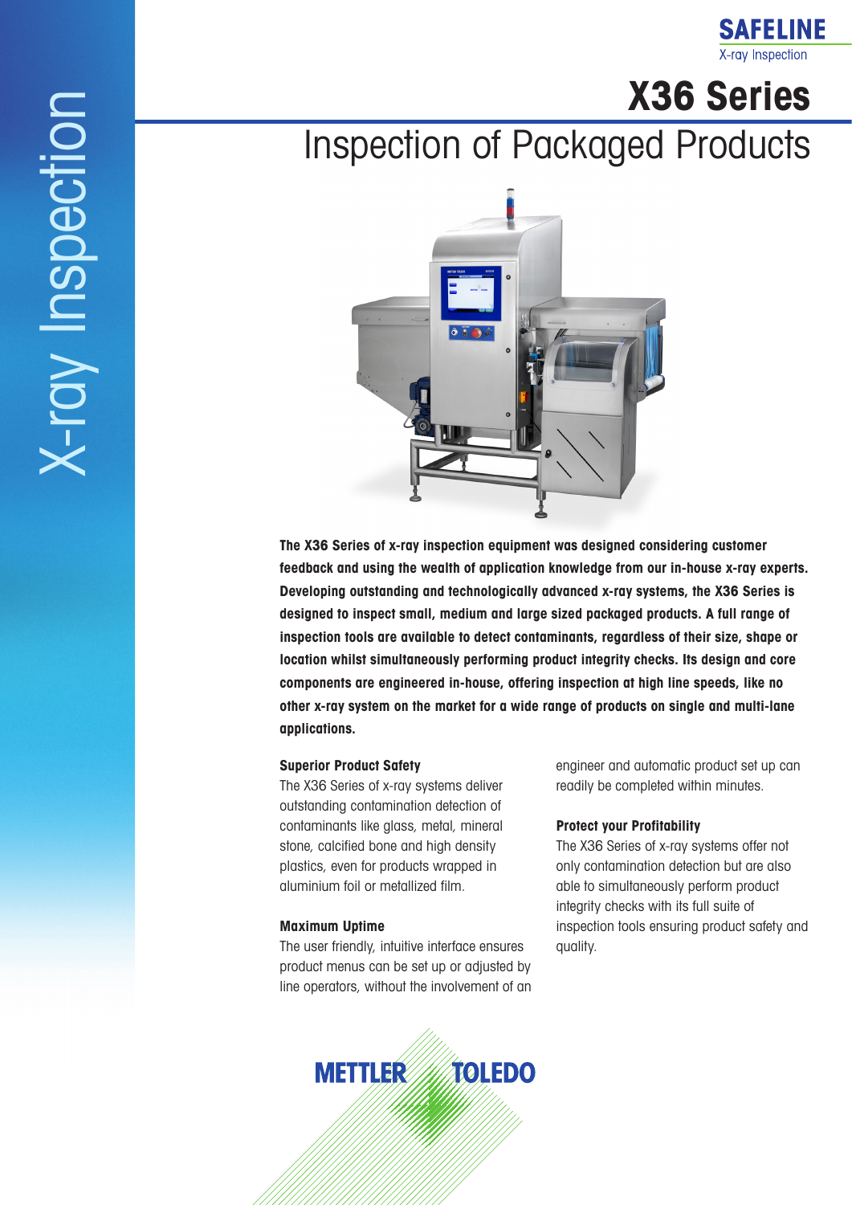X-ray Inspection

SAFELINE
X-ray Inspection

# X36 Series

## Inspection of Packaged Products

**The X36 Series of x-ray inspection equipment was designed considering customer feedback and using the wealth of application knowledge from our in-house x-ray experts. Developing outstanding and technologically advanced x-ray systems, the X36 Series is designed to inspect small, medium and large sized packaged products. A full range of inspection tools are available to detect contaminants, regardless of their size, shape or location whilst simultaneously performing product integrity checks. Its design and core components are engineered in-house, offering inspection at high line speeds, like no other x-ray system on the market for a wide range of products on single and multi-lane applications.**

### Superior Product Safety

The X36 Series of x-ray systems deliver outstanding contamination detection of contaminants like glass, metal, mineral stone, calcified bone and high density plastics, even for products wrapped in aluminium foil or metallized film.

### Maximum Uptime

The user friendly, intuitive interface ensures product menus can be set up or adjusted by line operators, without the involvement of an engineer and automatic product set up can readily be completed within minutes.

### Protect your Profitability

The X36 Series of x-ray systems offer not only contamination detection but are also able to simultaneously perform product integrity checks with its full suite of inspection tools ensuring product safety and quality.

METTLER TOLEDO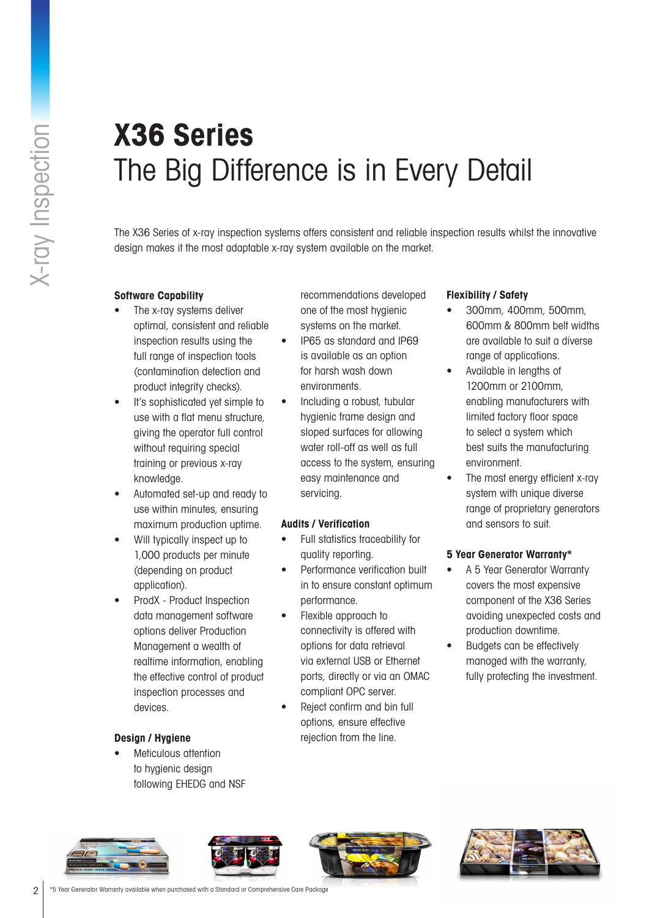# X36 Series
## The Big Difference is in Every Detail

The X36 Series of x-ray inspection systems offers consistent and reliable inspection results whilst the innovative design makes it the most adaptable x-ray system available on the market.

**Software Capability**

- The x-ray systems deliver optimal, consistent and reliable inspection results using the full range of inspection tools (contamination detection and product integrity checks).
- It's sophisticated yet simple to use with a flat menu structure, giving the operator full control without requiring special training or previous x-ray knowledge.
- Automated set-up and ready to use within minutes, ensuring maximum production uptime.
- Will typically inspect up to 1,000 products per minute (depending on product application).
- ProdX - Product Inspection data management software options deliver Production Management a wealth of realtime information, enabling the effective control of product inspection processes and devices.

**Design / Hygiene**

- Meticulous attention to hygienic design following EHEDG and NSF recommendations developed one of the most hygienic systems on the market.
- IP65 as standard and IP69 is available as an option for harsh wash down environments.
- Including a robust, tubular hygienic frame design and sloped surfaces for allowing water roll-off as well as full access to the system, ensuring easy maintenance and servicing.

**Audits / Verification**

- Full statistics traceability for quality reporting.
- Performance verification built in to ensure constant optimum performance.
- Flexible approach to connectivity is offered with options for data retrieval via external USB or Ethernet ports, directly or via an OMAC compliant OPC server.
- Reject confirm and bin full options, ensure effective rejection from the line.

**Flexibility / Safety**

- 300mm, 400mm, 500mm, 600mm & 800mm belt widths are available to suit a diverse range of applications.
- Available in lengths of 1200mm or 2100mm, enabling manufacturers with limited factory floor space to select a system which best suits the manufacturing environment.
- The most energy efficient x-ray system with unique diverse range of proprietary generators and sensors to suit.

**5 Year Generator Warranty***

- A 5 Year Generator Warranty covers the most expensive component of the X36 Series avoiding unexpected costs and production downtime.
- Budgets can be effectively managed with the warranty, fully protecting the investment.

*5 Year Generator Warranty available when purchased with a Standard or Comprehensive Care Package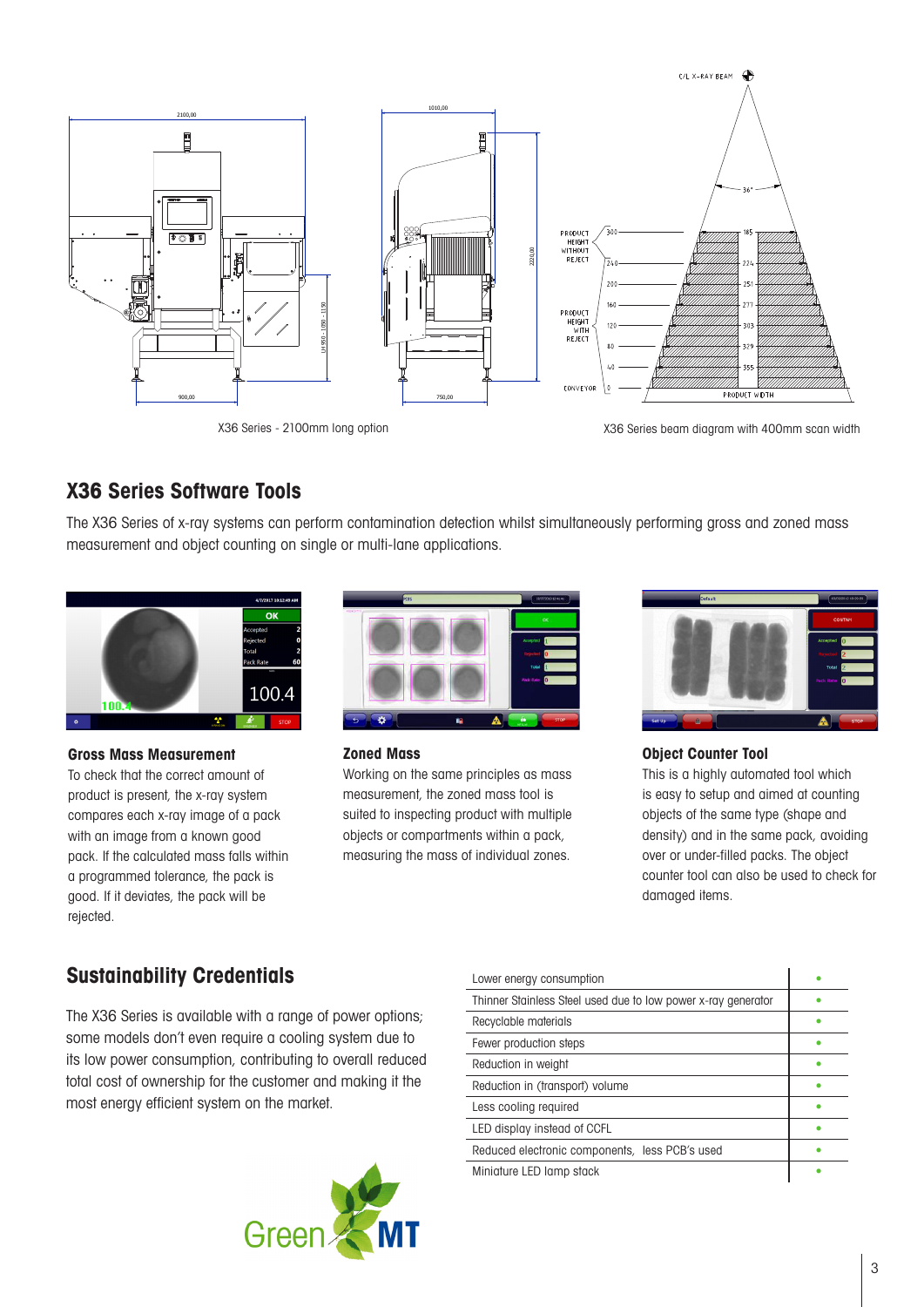X36 Series - 2100mm long option

X36 Series beam diagram with 400mm scan width

## X36 Series Software Tools

The X36 Series of x-ray systems can perform contamination detection whilst simultaneously performing gross and zoned mass measurement and object counting on single or multi-lane applications.

### Gross Mass Measurement

To check that the correct amount of product is present, the x-ray system compares each x-ray image of a pack with an image from a known good pack. If the calculated mass falls within a programmed tolerance, the pack is good. If it deviates, the pack will be rejected.

### Zoned Mass

Working on the same principles as mass measurement, the zoned mass tool is suited to inspecting product with multiple objects or compartments within a pack, measuring the mass of individual zones.

### Object Counter Tool

This is a highly automated tool which is easy to setup and aimed at counting objects of the same type (shape and density) and in the same pack, avoiding over or under-filled packs. The object counter tool can also be used to check for damaged items.

## Sustainability Credentials

The X36 Series is available with a range of power options; some models don't even require a cooling system due to its low power consumption, contributing to overall reduced total cost of ownership for the customer and making it the most energy efficient system on the market.

| | |
|---|---|
| Lower energy consumption | • |
| Thinner Stainless Steel used due to low power x-ray generator | • |
| Recyclable materials | • |
| Fewer production steps | • |
| Reduction in weight | • |
| Reduction in (transport) volume | • |
| Less cooling required | • |
| LED display instead of CCFL | • |
| Reduced electronic components, less PCB's used | • |
| Miniature LED lamp stack | • |

Green MT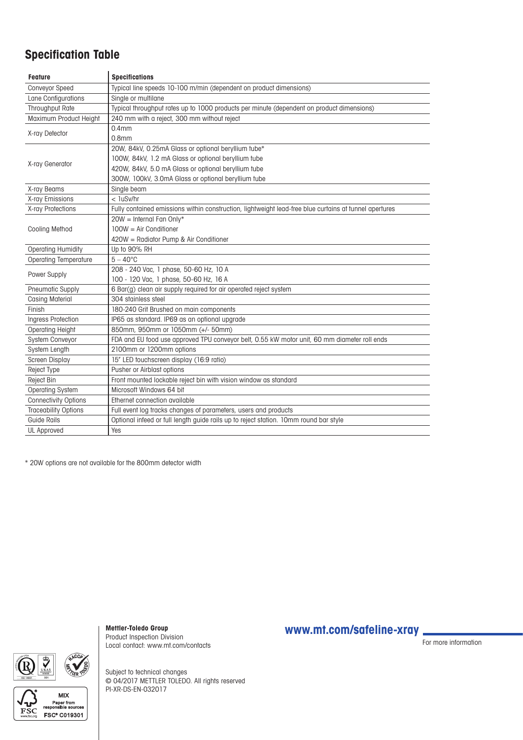## Specification Table

| Feature | Specifications |
|---|---|
| Conveyor Speed | Typical line speeds 10-100 m/min (dependent on product dimensions) |
| Lane Configurations | Single or multilane |
| Throughput Rate | Typical throughput rates up to 1000 products per minute (dependent on product dimensions) |
| Maximum Product Height | 240 mm with a reject, 300 mm without reject |
| X-ray Detector | 0.4mm<br>0.8mm |
| X-ray Generator | 20W, 84kV, 0.25mA Glass or optional beryllium tube*<br>100W, 84kV, 1.2 mA Glass or optional beryllium tube<br>420W, 84kV, 5.0 mA Glass or optional beryllium tube<br>300W, 100kV, 3.0mA Glass or optional beryllium tube |
| X-ray Beams | Single beam |
| X-ray Emissions | < 1uSv/hr |
| X-ray Protections | Fully contained emissions within construction, lightweight lead-free blue curtains at tunnel apertures |
| Cooling Method | 20W = Internal Fan Only*<br>100W = Air Conditioner<br>420W = Radiator Pump & Air Conditioner |
| Operating Humidity | Up to 90% RH |
| Operating Temperature | 5 – 40°C |
| Power Supply | 208 - 240 Vac, 1 phase, 50-60 Hz, 10 A<br>100 - 120 Vac, 1 phase, 50-60 Hz, 16 A |
| Pneumatic Supply | 6 Bar(g) clean air supply required for air operated reject system |
| Casing Material | 304 stainless steel |
| Finish | 180-240 Grit Brushed on main components |
| Ingress Protection | IP65 as standard. IP69 as an optional upgrade |
| Operating Height | 850mm, 950mm or 1050mm (+/- 50mm) |
| System Conveyor | FDA and EU food use approved TPU conveyor belt, 0.55 kW motor unit, 60 mm diameter roll ends |
| System Length | 2100mm or 1200mm options |
| Screen Display | 15" LED touchscreen display (16:9 ratio) |
| Reject Type | Pusher or Airblast options |
| Reject Bin | Front mounted lockable reject bin with vision window as standard |
| Operating System | Microsoft Windows 64 bit |
| Connectivity Options | Ethernet connection available |
| Traceability Options | Full event log tracks changes of parameters, users and products |
| Guide Rails | Optional infeed or full length guide rails up to reject station. 10mm round bar style |
| UL Approved | Yes |

* 20W options are not available for the 800mm detector width

**Mettler-Toledo Group**
Product Inspection Division
Local contact: www.mt.com/contacts

Subject to technical changes
© 04/2017 METTLER TOLEDO. All rights reserved
PI-XR-DS-EN-032017

**www.mt.com/safeline-xray**

For more information

MIX
Paper from responsible sources
FSC® C019301